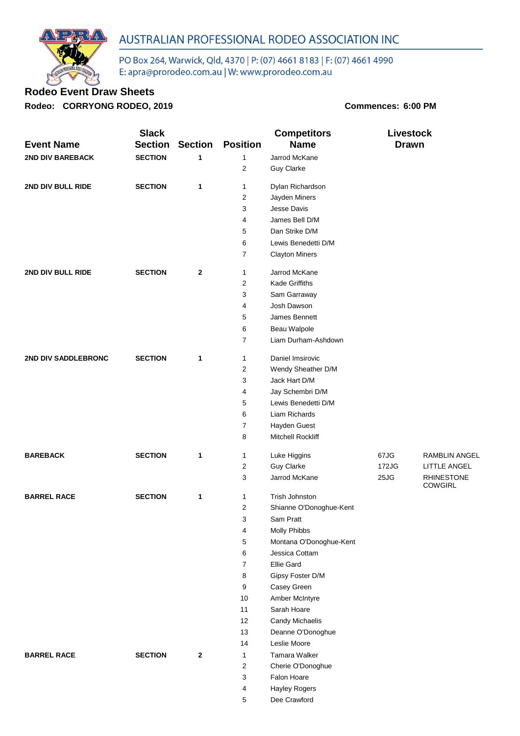AUSTRALIAN PROFESSIONAL RODEO ASSOCIATION INC

PO Box 264, Warwick, Qld, 4370 | P: (07) 4661 8183 | F: (07) 4661 4990
E: apra@prorodeo.com.au | W: www.prorodeo.com.au

## Rodeo Event Draw Sheets

**Rodeo: CORRYONG RODEO, 2019** **Commences: 6:00 PM**

| Event Name | Slack Section | Section | Position | Competitors Name | Livestock Drawn | |
|---|---|---|---|---|---|---|
| **2ND DIV BAREBACK** | **SECTION** | **1** | 1 | Jarrod McKane | | |
| | | | 2 | Guy Clarke | | |
| **2ND DIV BULL RIDE** | **SECTION** | **1** | 1 | Dylan Richardson | | |
| | | | 2 | Jayden Miners | | |
| | | | 3 | Jesse Davis | | |
| | | | 4 | James Bell D/M | | |
| | | | 5 | Dan Strike D/M | | |
| | | | 6 | Lewis Benedetti D/M | | |
| | | | 7 | Clayton Miners | | |
| **2ND DIV BULL RIDE** | **SECTION** | **2** | 1 | Jarrod McKane | | |
| | | | 2 | Kade Griffiths | | |
| | | | 3 | Sam Garraway | | |
| | | | 4 | Josh Dawson | | |
| | | | 5 | James Bennett | | |
| | | | 6 | Beau Walpole | | |
| | | | 7 | Liam Durham-Ashdown | | |
| **2ND DIV SADDLEBRONC** | **SECTION** | **1** | 1 | Daniel Imsirovic | | |
| | | | 2 | Wendy Sheather D/M | | |
| | | | 3 | Jack Hart D/M | | |
| | | | 4 | Jay Schembri D/M | | |
| | | | 5 | Lewis Benedetti D/M | | |
| | | | 6 | Liam Richards | | |
| | | | 7 | Hayden Guest | | |
| | | | 8 | Mitchell Rockliff | | |
| **BAREBACK** | **SECTION** | **1** | 1 | Luke Higgins | 67JG | RAMBLIN ANGEL |
| | | | 2 | Guy Clarke | 172JG | LITTLE ANGEL |
| | | | 3 | Jarrod McKane | 25JG | RHINESTONE COWGIRL |
| **BARREL RACE** | **SECTION** | **1** | 1 | Trish Johnston | | |
| | | | 2 | Shianne O'Donoghue-Kent | | |
| | | | 3 | Sam Pratt | | |
| | | | 4 | Molly Phibbs | | |
| | | | 5 | Montana O'Donoghue-Kent | | |
| | | | 6 | Jessica Cottam | | |
| | | | 7 | Ellie Gard | | |
| | | | 8 | Gipsy Foster D/M | | |
| | | | 9 | Casey Green | | |
| | | | 10 | Amber McIntyre | | |
| | | | 11 | Sarah Hoare | | |
| | | | 12 | Candy Michaelis | | |
| | | | 13 | Deanne O'Donoghue | | |
| | | | 14 | Leslie Moore | | |
| **BARREL RACE** | **SECTION** | **2** | 1 | Tamara Walker | | |
| | | | 2 | Cherie O'Donoghue | | |
| | | | 3 | Falon Hoare | | |
| | | | 4 | Hayley Rogers | | |
| | | | 5 | Dee Crawford | | |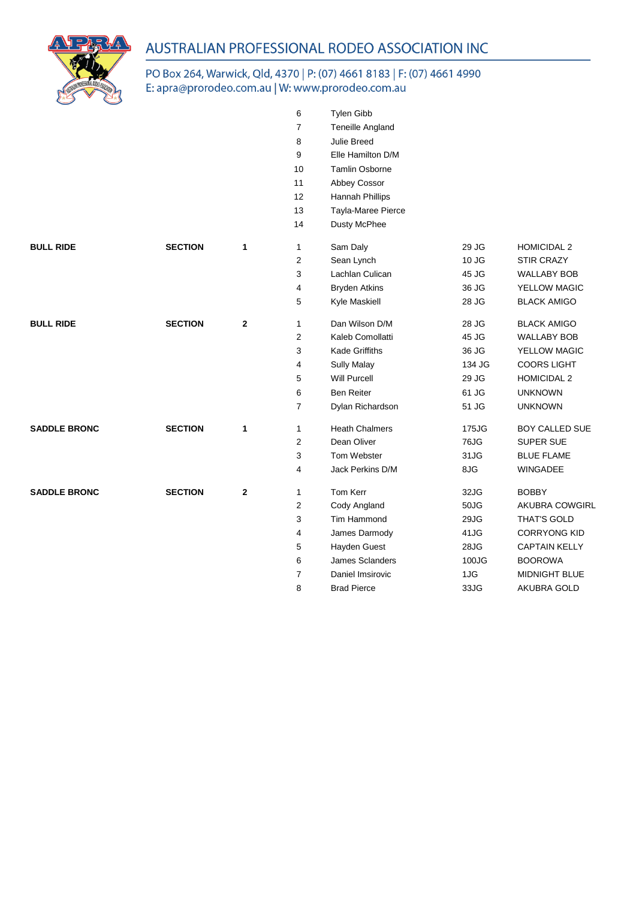# AUSTRALIAN PROFESSIONAL RODEO ASSOCIATION INC

PO Box 264, Warwick, Qld, 4370 | P: (07) 4661 8183 | F: (07) 4661 4990
E: apra@prorodeo.com.au | W: www.prorodeo.com.au

| | | | | | | |
|---|---|---|---|---|---|---|
| | | | 6 | Tylen Gibb | | |
| | | | 7 | Teneille Angland | | |
| | | | 8 | Julie Breed | | |
| | | | 9 | Elle Hamilton D/M | | |
| | | | 10 | Tamlin Osborne | | |
| | | | 11 | Abbey Cossor | | |
| | | | 12 | Hannah Phillips | | |
| | | | 13 | Tayla-Maree Pierce | | |
| | | | 14 | Dusty McPhee | | |
| **BULL RIDE** | **SECTION** | **1** | 1 | Sam Daly | 29 JG | HOMICIDAL 2 |
| | | | 2 | Sean Lynch | 10 JG | STIR CRAZY |
| | | | 3 | Lachlan Culican | 45 JG | WALLABY BOB |
| | | | 4 | Bryden Atkins | 36 JG | YELLOW MAGIC |
| | | | 5 | Kyle Maskiell | 28 JG | BLACK AMIGO |
| **BULL RIDE** | **SECTION** | **2** | 1 | Dan Wilson D/M | 28 JG | BLACK AMIGO |
| | | | 2 | Kaleb Comollatti | 45 JG | WALLABY BOB |
| | | | 3 | Kade Griffiths | 36 JG | YELLOW MAGIC |
| | | | 4 | Sully Malay | 134 JG | COORS LIGHT |
| | | | 5 | Will Purcell | 29 JG | HOMICIDAL 2 |
| | | | 6 | Ben Reiter | 61 JG | UNKNOWN |
| | | | 7 | Dylan Richardson | 51 JG | UNKNOWN |
| **SADDLE BRONC** | **SECTION** | **1** | 1 | Heath Chalmers | 175JG | BOY CALLED SUE |
| | | | 2 | Dean Oliver | 76JG | SUPER SUE |
| | | | 3 | Tom Webster | 31JG | BLUE FLAME |
| | | | 4 | Jack Perkins D/M | 8JG | WINGADEE |
| **SADDLE BRONC** | **SECTION** | **2** | 1 | Tom Kerr | 32JG | BOBBY |
| | | | 2 | Cody Angland | 50JG | AKUBRA COWGIRL |
| | | | 3 | Tim Hammond | 29JG | THAT'S GOLD |
| | | | 4 | James Darmody | 41JG | CORRYONG KID |
| | | | 5 | Hayden Guest | 28JG | CAPTAIN KELLY |
| | | | 6 | James Sclanders | 100JG | BOOROWA |
| | | | 7 | Daniel Imsirovic | 1JG | MIDNIGHT BLUE |
| | | | 8 | Brad Pierce | 33JG | AKUBRA GOLD |